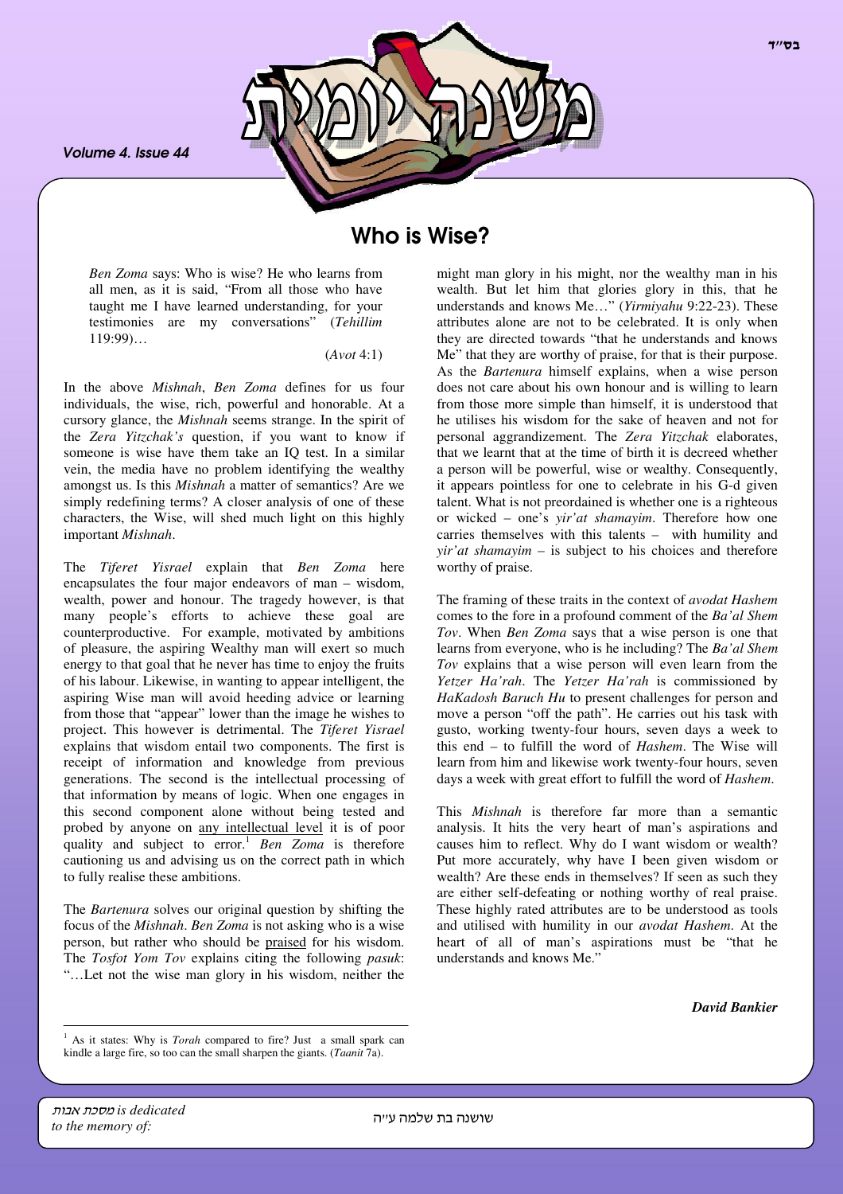# Who is Wise?

*Ben Zoma* says: Who is wise? He who learns from all men, as it is said, "From all those who have taught me I have learned understanding, for your testimonies are my conversations" (*Tehillim* 119:99)…

(*Avot* 4:1)

In the above *Mishnah*, *Ben Zoma* defines for us four individuals, the wise, rich, powerful and honorable. At a cursory glance, the *Mishnah* seems strange. In the spirit of the *Zera Yitzchak's* question, if you want to know if someone is wise have them take an IQ test. In a similar vein, the media have no problem identifying the wealthy amongst us. Is this *Mishnah* a matter of semantics? Are we simply redefining terms? A closer analysis of one of these characters, the Wise, will shed much light on this highly important *Mishnah*.

The *Tiferet Yisrael* explain that *Ben Zoma* here encapsulates the four major endeavors of man – wisdom, wealth, power and honour. The tragedy however, is that many people's efforts to achieve these goal are counterproductive. For example, motivated by ambitions of pleasure, the aspiring Wealthy man will exert so much energy to that goal that he never has time to enjoy the fruits of his labour. Likewise, in wanting to appear intelligent, the aspiring Wise man will avoid heeding advice or learning from those that "appear" lower than the image he wishes to project. This however is detrimental. The *Tiferet Yisrael* explains that wisdom entail two components. The first is receipt of information and knowledge from previous generations. The second is the intellectual processing of that information by means of logic. When one engages in this second component alone without being tested and probed by anyone on <u>any intellectual level</u> it is of poor quality and subject to error.[1] *Ben Zoma* is therefore cautioning us and advising us on the correct path in which to fully realise these ambitions.

The *Bartenura* solves our original question by shifting the focus of the *Mishnah*. *Ben Zoma* is not asking who is a wise person, but rather who should be <u>praised</u> for his wisdom. The *Tosfot Yom Tov* explains citing the following *pasuk*: "…Let not the wise man glory in his wisdom, neither the might man glory in his might, nor the wealthy man in his wealth. But let him that glories glory in this, that he understands and knows Me…" (*Yirmiyahu* 9:22-23). These attributes alone are not to be celebrated. It is only when they are directed towards "that he understands and knows Me" that they are worthy of praise, for that is their purpose. As the *Bartenura* himself explains, when a wise person does not care about his own honour and is willing to learn from those more simple than himself, it is understood that he utilises his wisdom for the sake of heaven and not for personal aggrandizement. The *Zera Yitzchak* elaborates, that we learnt that at the time of birth it is decreed whether a person will be powerful, wise or wealthy. Consequently, it appears pointless for one to celebrate in his G-d given talent. What is not preordained is whether one is a righteous or wicked – one's *yir'at shamayim*. Therefore how one carries themselves with this talents – with humility and *yir'at shamayim* – is subject to his choices and therefore worthy of praise.

The framing of these traits in the context of *avodat Hashem* comes to the fore in a profound comment of the *Ba'al Shem Tov*. When *Ben Zoma* says that a wise person is one that learns from everyone, who is he including? The *Ba'al Shem Tov* explains that a wise person will even learn from the *Yetzer Ha'rah*. The *Yetzer Ha'rah* is commissioned by *HaKadosh Baruch Hu* to present challenges for person and move a person "off the path". He carries out his task with gusto, working twenty-four hours, seven days a week to this end – to fulfill the word of *Hashem*. The Wise will learn from him and likewise work twenty-four hours, seven days a week with great effort to fulfill the word of *Hashem*.

This *Mishnah* is therefore far more than a semantic analysis. It hits the very heart of man's aspirations and causes him to reflect. Why do I want wisdom or wealth? Put more accurately, why have I been given wisdom or wealth? Are these ends in themselves? If seen as such they are either self-defeating or nothing worthy of real praise. These highly rated attributes are to be understood as tools and utilised with humility in our *avodat Hashem*. At the heart of all of man's aspirations must be "that he understands and knows Me."

***David Bankier***

---

[1] As it states: Why is *Torah* compared to fire? Just a small spark can kindle a large fire, so too can the small sharpen the giants. (*Taanit* 7a).

*מסכת אבות is dedicated to the memory of:* שושנה בת שלמה ע"ה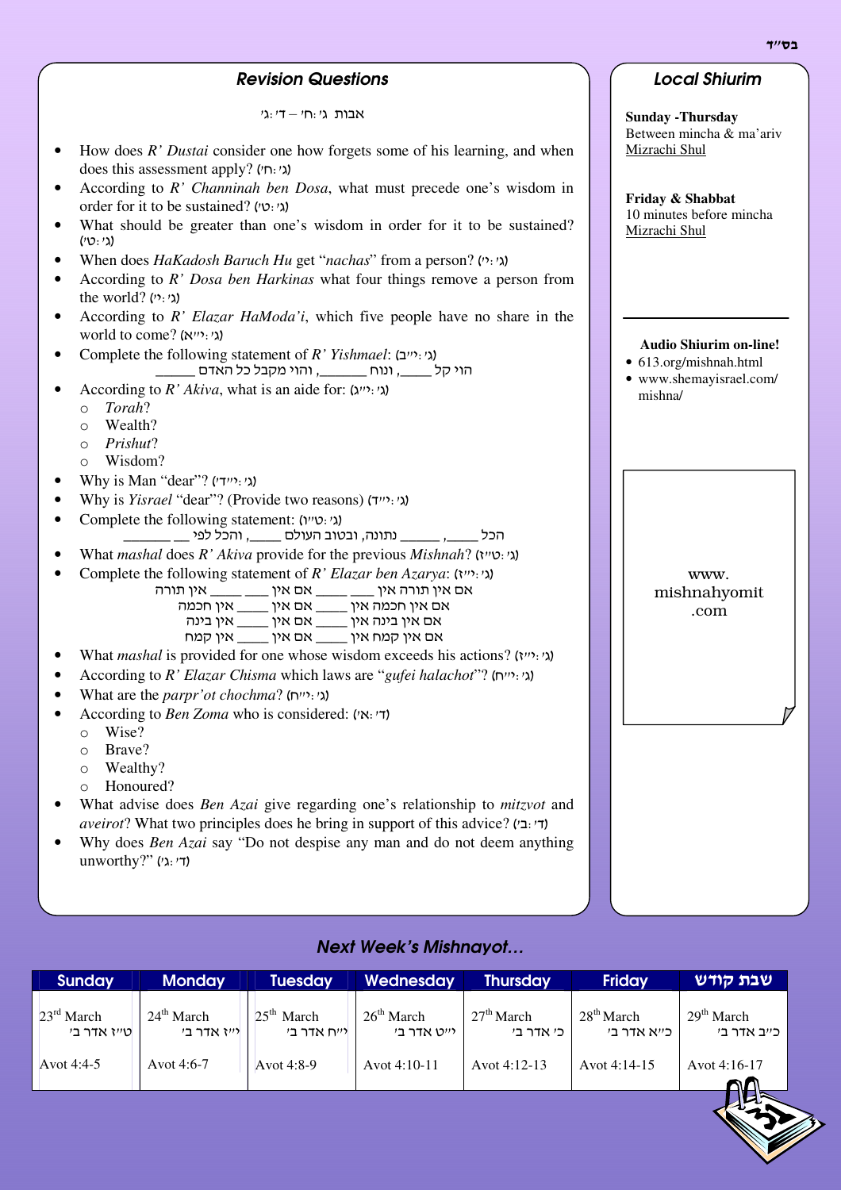## Revision Questions

אבות ג׳:ח׳ – ד׳:ג׳

- How does *R' Dustai* consider one how forgets some of his learning, and when does this assessment apply? (ג׳:ח׳)
- According to *R' Channinah ben Dosa*, what must precede one's wisdom in order for it to be sustained? (ג׳:ט׳)
- What should be greater than one's wisdom in order for it to be sustained? (ג׳:ט׳)
- When does *HaKadosh Baruch Hu* get "*nachas*" from a person? (ג׳:י׳)
- According to *R' Dosa ben Harkinas* what four things remove a person from the world? (ג׳:י׳)
- According to *R' Elazar HaModa'i*, which five people have no share in the world to come? (ג׳:י״א)
- Complete the following statement of *R' Yishmael*: (ג׳:י״ב)
  הוי קל _____, ונוח _______, והוי מקבל כל האדם ______
- According to *R' Akiva*, what is an aide for: (ג׳:י״ג)
  - *Torah*?
  - Wealth?
  - *Prishut*?
  - Wisdom?
- Why is Man "dear"? (ג׳:י״ד)
- Why is *Yisrael* "dear"? (Provide two reasons) (ג׳:י״ד)
- Complete the following statement: (ג׳:ט״ו)
  הכל _____, ______ נתונה, ובטוב העולם _____, והכל לפי __ _______
- What *mashal* does *R' Akiva* provide for the previous *Mishnah*? (ג׳:ט״ז)
- Complete the following statement of *R' Elazar ben Azarya*: (ג׳:י״ז)
  אם אין תורה אין ___ _____ אם אין ___ _____ אין תורה
  אם אין חכמה אין _____ אם אין _____ אין חכמה
  אם אין בינה אין _____ אם אין _____ אין בינה
  אם אין קמח אין _____ אם אין _____ אין קמח
- What *mashal* is provided for one whose wisdom exceeds his actions? (ג׳:י״ז)
- According to *R' Elazar Chisma* which laws are "*gufei halachot*"? (ג׳:י״ח)
- What are the *parpr'ot chochma*? (ג׳:י״ח)
- According to *Ben Zoma* who is considered: (ד׳:א׳)
  - Wise?
  - Brave?
  - Wealthy?
  - Honoured?
- What advise does *Ben Azai* give regarding one's relationship to *mitzvot* and *aveirot*? What two principles does he bring in support of this advice? (ד׳:ב׳)
- Why does *Ben Azai* say "Do not despise any man and do not deem anything unworthy?" (ד׳:ג׳)

## Local Shiurim

**Sunday -Thursday**
Between mincha & ma'ariv
Mizrachi Shul

**Friday & Shabbat**
10 minutes before mincha
Mizrachi Shul

**Audio Shiurim on-line!**

- 613.org/mishnah.html
- www.shemayisrael.com/mishna/

www.mishnahyomit.com

## Next Week's Mishnayot...

| Sunday | Monday | Tuesday | Wednesday | Thursday | Friday | שבת קודש |
|---|---|---|---|---|---|---|
| 23rd March ט״ז אדר ב׳ | 24th March י״ז אדר ב׳ | 25th March י״ח אדר ב׳ | 26th March י״ט אדר ב׳ | 27th March כ׳ אדר ב׳ | 28th March כ״א אדר ב׳ | 29th March כ״ב אדר ב׳ |
| Avot 4:4-5 | Avot 4:6-7 | Avot 4:8-9 | Avot 4:10-11 | Avot 4:12-13 | Avot 4:14-15 | Avot 4:16-17 |